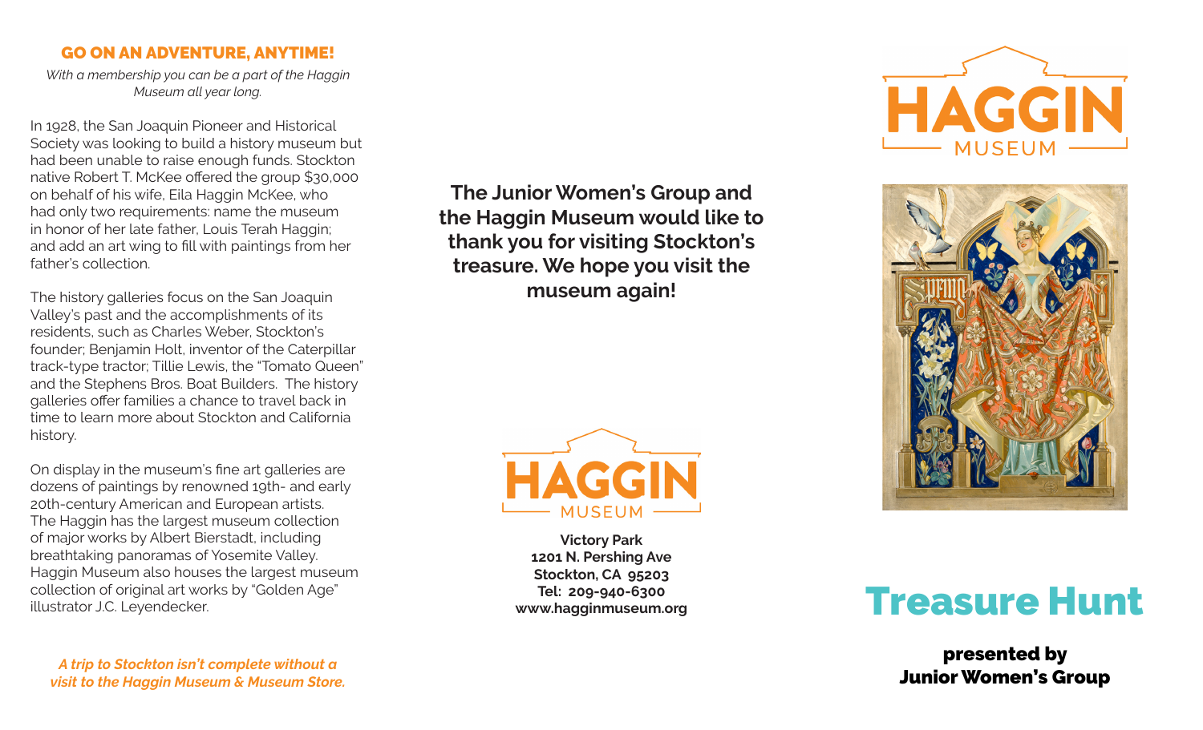## GO ON AN ADVENTURE, ANYTIME!

*With a membership you can be a part of the Haggin Museum all year long.*

In 1928, the San Joaquin Pioneer and Historical Society was looking to build a history museum but had been unable to raise enough funds. Stockton native Robert T. McKee offered the group $30,000 on behalf of his wife, Eila Haggin McKee, who had only two requirements: name the museum in honor of her late father, Louis Terah Haggin; and add an art wing to fill with paintings from her father's collection.

The history galleries focus on the San Joaquin Valley's past and the accomplishments of its residents, such as Charles Weber, Stockton's founder; Benjamin Holt, inventor of the Caterpillar track-type tractor; Tillie Lewis, the "Tomato Queen" and the Stephens Bros. Boat Builders. The history galleries offer families a chance to travel back in time to learn more about Stockton and California history.

On display in the museum's fine art galleries are dozens of paintings by renowned 19th- and early 20th-century American and European artists. The Haggin has the largest museum collection of major works by Albert Bierstadt, including breathtaking panoramas of Yosemite Valley. Haggin Museum also houses the largest museum collection of original art works by "Golden Age" illustrator J.C. Leyendecker.

***A trip to Stockton isn't complete without a visit to the Haggin Museum & Museum Store.***

**The Junior Women's Group and the Haggin Museum would like to thank you for visiting Stockton's treasure. We hope you visit the museum again!**

HAGGIN MUSEUM

**Victory Park**
**1201 N. Pershing Ave**
**Stockton, CA 95203**
**Tel: 209-940-6300**
**www.hagginmuseum.org**

HAGGIN MUSEUM

# Treasure Hunt

**presented by Junior Women's Group**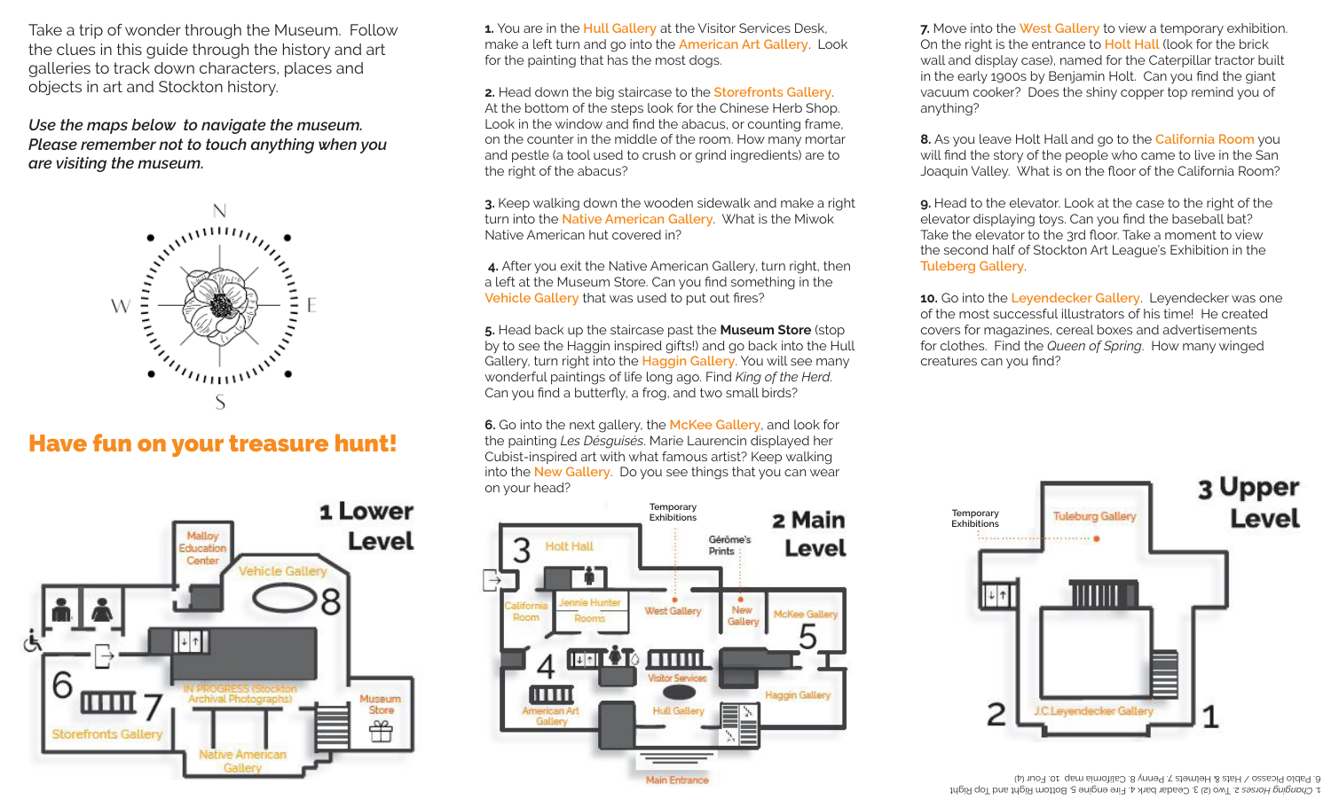Take a trip of wonder through the Museum. Follow the clues in this guide through the history and art galleries to track down characters, places and objects in art and Stockton history.

*Use the maps below to navigate the museum. Please remember not to touch anything when you are visiting the museum.*

N

W

E

S

## Have fun on your treasure hunt!

1 Lower Level

Malloy Education Center

Vehicle Gallery

8

6

7

Storefronts Gallery

IN PROGRESS (Stockton Archival Photographs)

Museum Store

Native American Gallery

**1.** You are in the Hull Gallery at the Visitor Services Desk, make a left turn and go into the American Art Gallery. Look for the painting that has the most dogs.

**2.** Head down the big staircase to the Storefronts Gallery. At the bottom of the steps look for the Chinese Herb Shop. Look in the window and find the abacus, or counting frame, on the counter in the middle of the room. How many mortar and pestle (a tool used to crush or grind ingredients) are to the right of the abacus?

**3.** Keep walking down the wooden sidewalk and make a right turn into the Native American Gallery. What is the Miwok Native American hut covered in?

**4.** After you exit the Native American Gallery, turn right, then a left at the Museum Store. Can you find something in the Vehicle Gallery that was used to put out fires?

**5.** Head back up the staircase past the **Museum Store** (stop by to see the Haggin inspired gifts!) and go back into the Hull Gallery, turn right into the Haggin Gallery. You will see many wonderful paintings of life long ago. Find *King of the Herd*. Can you find a butterfly, a frog, and two small birds?

**6.** Go into the next gallery, the McKee Gallery, and look for the painting *Les Déguisés*. Marie Laurencin displayed her Cubist-inspired art with what famous artist? Keep walking into the New Gallery. Do you see things that you can wear on your head?

2 Main Level

Temporary Exhibitions

Gérôme's Prints

3

Holt Hall

California Room

Jennie Hunter Rooms

West Gallery

New Gallery

McKee Gallery

5

4

Visitor Services

American Art Gallery

Hull Gallery

Haggin Gallery

Main Entrance

**7.** Move into the West Gallery to view a temporary exhibition. On the right is the entrance to Holt Hall (look for the brick wall and display case), named for the Caterpillar tractor built in the early 1900s by Benjamin Holt. Can you find the giant vacuum cooker? Does the shiny copper top remind you of anything?

**8.** As you leave Holt Hall and go to the California Room you will find the story of the people who came to live in the San Joaquin Valley. What is on the floor of the California Room?

**9.** Head to the elevator. Look at the case to the right of the elevator displaying toys. Can you find the baseball bat? Take the elevator to the 3rd floor. Take a moment to view the second half of Stockton Art League's Exhibition in the Tuleberg Gallery.

**10.** Go into the Leyendecker Gallery. Leyendecker was one of the most successful illustrators of his time! He created covers for magazines, cereal boxes and advertisements for clothes. Find the *Queen of Spring*. How many winged creatures can you find?

3 Upper Level

Temporary Exhibitions

Tuleburg Gallery

2

J.C.Leyendecker Gallery

1

1. *Changing Horses* 2. Two (2) 3. Ceadar bark 4. Fire engine 5. Bottom Right and Top Right 6. Pablo Picasso 7. Hats & Helmets 7. Penny 8. California map 10. Four (4)